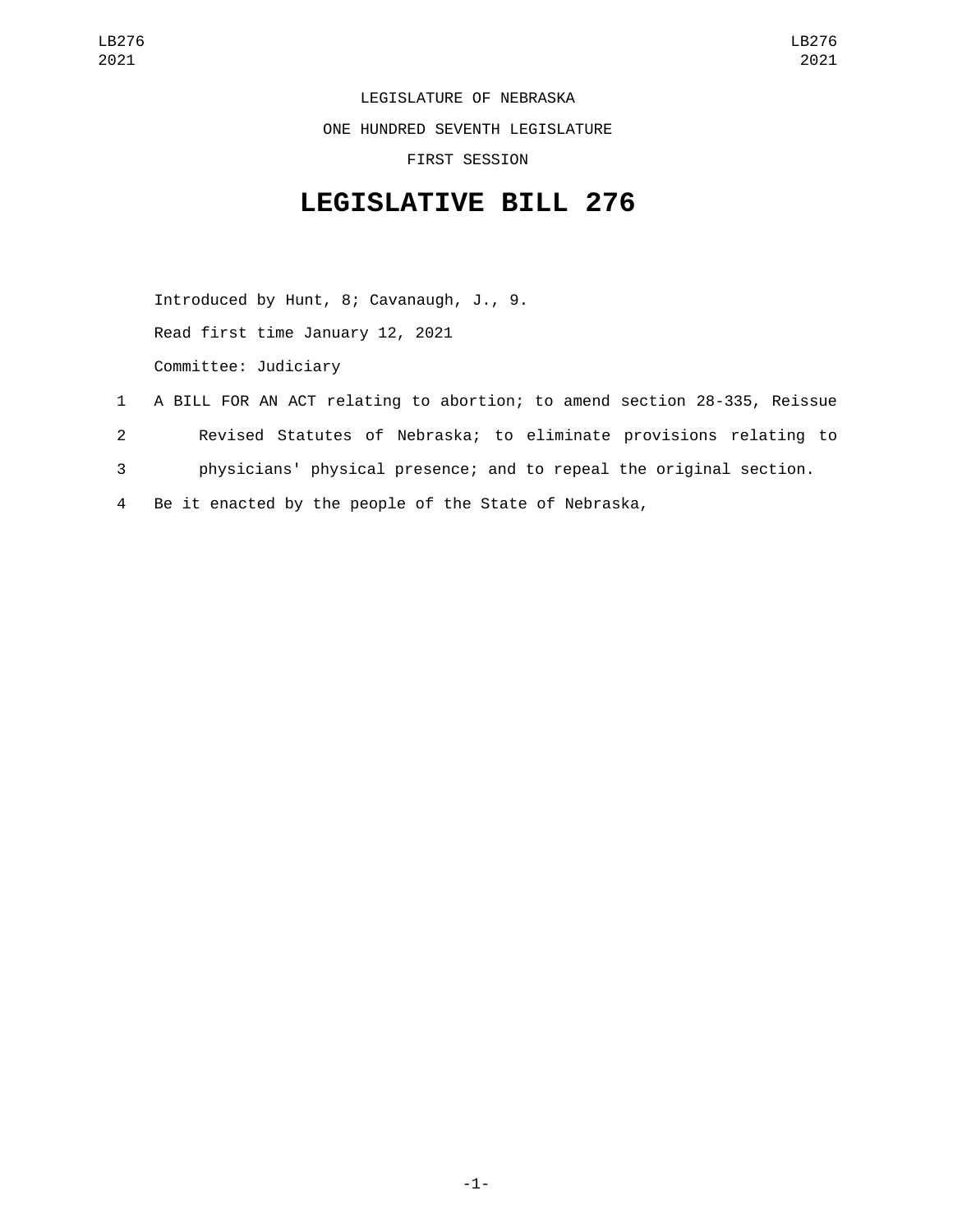LEGISLATURE OF NEBRASKA

ONE HUNDRED SEVENTH LEGISLATURE

FIRST SESSION

# LEGISLATIVE BILL 276

Introduced by Hunt, 8; Cavanaugh, J., 9.

Read first time January 12, 2021

Committee: Judiciary

1 A BILL FOR AN ACT relating to abortion; to amend section 28-335, Reissue
2 Revised Statutes of Nebraska; to eliminate provisions relating to
3 physicians' physical presence; and to repeal the original section.
4 Be it enacted by the people of the State of Nebraska,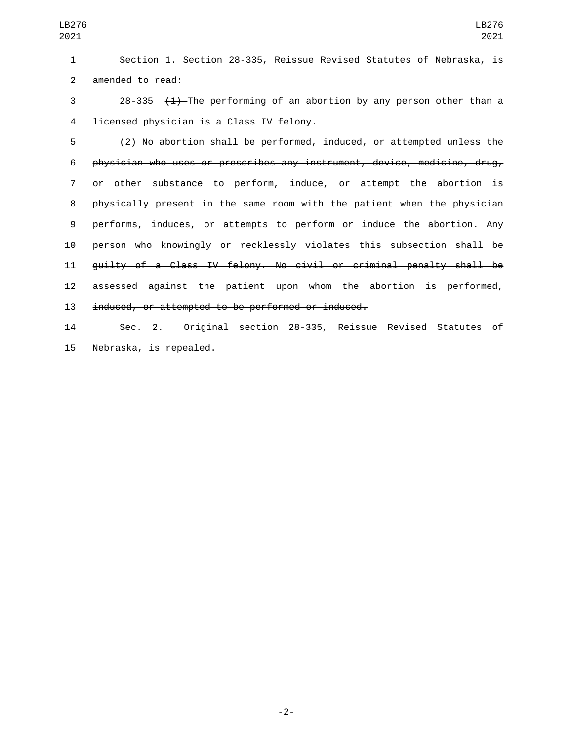Section 1. Section 28-335, Reissue Revised Statutes of Nebraska, is amended to read:

28-335 ~~(1)~~ The performing of an abortion by any person other than a licensed physician is a Class IV felony.

~~(2) No abortion shall be performed, induced, or attempted unless the physician who uses or prescribes any instrument, device, medicine, drug, or other substance to perform, induce, or attempt the abortion is physically present in the same room with the patient when the physician performs, induces, or attempts to perform or induce the abortion. Any person who knowingly or recklessly violates this subsection shall be guilty of a Class IV felony. No civil or criminal penalty shall be assessed against the patient upon whom the abortion is performed, induced, or attempted to be performed or induced.~~

Sec. 2. Original section 28-335, Reissue Revised Statutes of Nebraska, is repealed.